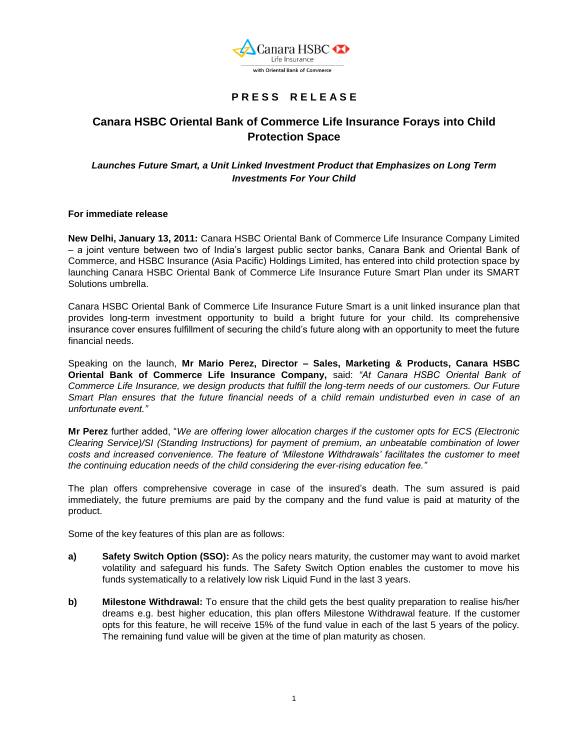Canara HSBC Life Insurance

with Oriental Bank of Commerce

**PRESS RELEASE**

# Canara HSBC Oriental Bank of Commerce Life Insurance Forays into Child Protection Space

***Launches Future Smart, a Unit Linked Investment Product that Emphasizes on Long Term Investments For Your Child***

**For immediate release**

**New Delhi, January 13, 2011:** Canara HSBC Oriental Bank of Commerce Life Insurance Company Limited – a joint venture between two of India's largest public sector banks, Canara Bank and Oriental Bank of Commerce, and HSBC Insurance (Asia Pacific) Holdings Limited, has entered into child protection space by launching Canara HSBC Oriental Bank of Commerce Life Insurance Future Smart Plan under its SMART Solutions umbrella.

Canara HSBC Oriental Bank of Commerce Life Insurance Future Smart is a unit linked insurance plan that provides long-term investment opportunity to build a bright future for your child. Its comprehensive insurance cover ensures fulfillment of securing the child's future along with an opportunity to meet the future financial needs.

Speaking on the launch, **Mr Mario Perez, Director – Sales, Marketing & Products, Canara HSBC Oriental Bank of Commerce Life Insurance Company,** said: *"At Canara HSBC Oriental Bank of Commerce Life Insurance, we design products that fulfill the long-term needs of our customers. Our Future Smart Plan ensures that the future financial needs of a child remain undisturbed even in case of an unfortunate event."*

**Mr Perez** further added, "*We are offering lower allocation charges if the customer opts for ECS (Electronic Clearing Service)/SI (Standing Instructions) for payment of premium, an unbeatable combination of lower costs and increased convenience. The feature of 'Milestone Withdrawals' facilitates the customer to meet the continuing education needs of the child considering the ever-rising education fee."*

The plan offers comprehensive coverage in case of the insured's death. The sum assured is paid immediately, the future premiums are paid by the company and the fund value is paid at maturity of the product.

Some of the key features of this plan are as follows:

**a)** **Safety Switch Option (SSO):** As the policy nears maturity, the customer may want to avoid market volatility and safeguard his funds. The Safety Switch Option enables the customer to move his funds systematically to a relatively low risk Liquid Fund in the last 3 years.

**b)** **Milestone Withdrawal:** To ensure that the child gets the best quality preparation to realise his/her dreams e.g. best higher education, this plan offers Milestone Withdrawal feature. If the customer opts for this feature, he will receive 15% of the fund value in each of the last 5 years of the policy. The remaining fund value will be given at the time of plan maturity as chosen.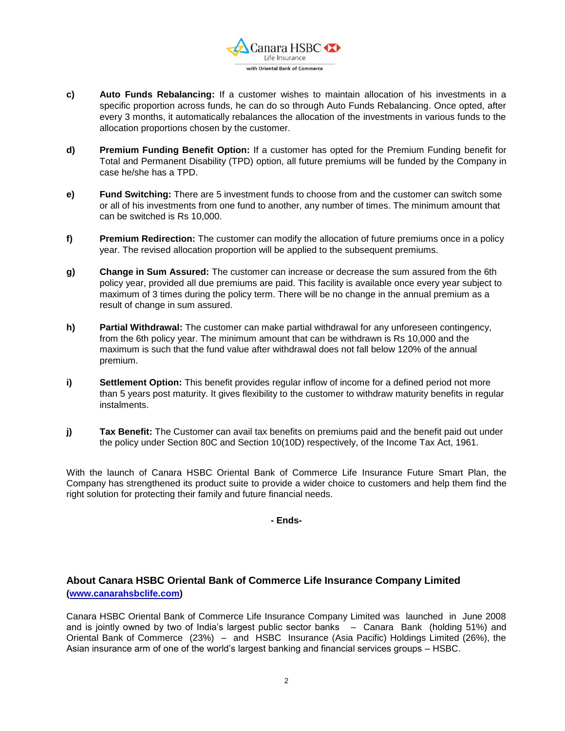c) **Auto Funds Rebalancing:** If a customer wishes to maintain allocation of his investments in a specific proportion across funds, he can do so through Auto Funds Rebalancing. Once opted, after every 3 months, it automatically rebalances the allocation of the investments in various funds to the allocation proportions chosen by the customer.

d) **Premium Funding Benefit Option:** If a customer has opted for the Premium Funding benefit for Total and Permanent Disability (TPD) option, all future premiums will be funded by the Company in case he/she has a TPD.

e) **Fund Switching:** There are 5 investment funds to choose from and the customer can switch some or all of his investments from one fund to another, any number of times. The minimum amount that can be switched is Rs 10,000.

f) **Premium Redirection:** The customer can modify the allocation of future premiums once in a policy year. The revised allocation proportion will be applied to the subsequent premiums.

g) **Change in Sum Assured:** The customer can increase or decrease the sum assured from the 6th policy year, provided all due premiums are paid. This facility is available once every year subject to maximum of 3 times during the policy term. There will be no change in the annual premium as a result of change in sum assured.

h) **Partial Withdrawal:** The customer can make partial withdrawal for any unforeseen contingency, from the 6th policy year. The minimum amount that can be withdrawn is Rs 10,000 and the maximum is such that the fund value after withdrawal does not fall below 120% of the annual premium.

i) **Settlement Option:** This benefit provides regular inflow of income for a defined period not more than 5 years post maturity. It gives flexibility to the customer to withdraw maturity benefits in regular instalments.

j) **Tax Benefit:** The Customer can avail tax benefits on premiums paid and the benefit paid out under the policy under Section 80C and Section 10(10D) respectively, of the Income Tax Act, 1961.

With the launch of Canara HSBC Oriental Bank of Commerce Life Insurance Future Smart Plan, the Company has strengthened its product suite to provide a wider choice to customers and help them find the right solution for protecting their family and future financial needs.

**- Ends-**

### About Canara HSBC Oriental Bank of Commerce Life Insurance Company Limited (www.canarahsbclife.com)

Canara HSBC Oriental Bank of Commerce Life Insurance Company Limited was launched in June 2008 and is jointly owned by two of India's largest public sector banks – Canara Bank (holding 51%) and Oriental Bank of Commerce (23%) – and HSBC Insurance (Asia Pacific) Holdings Limited (26%), the Asian insurance arm of one of the world's largest banking and financial services groups – HSBC.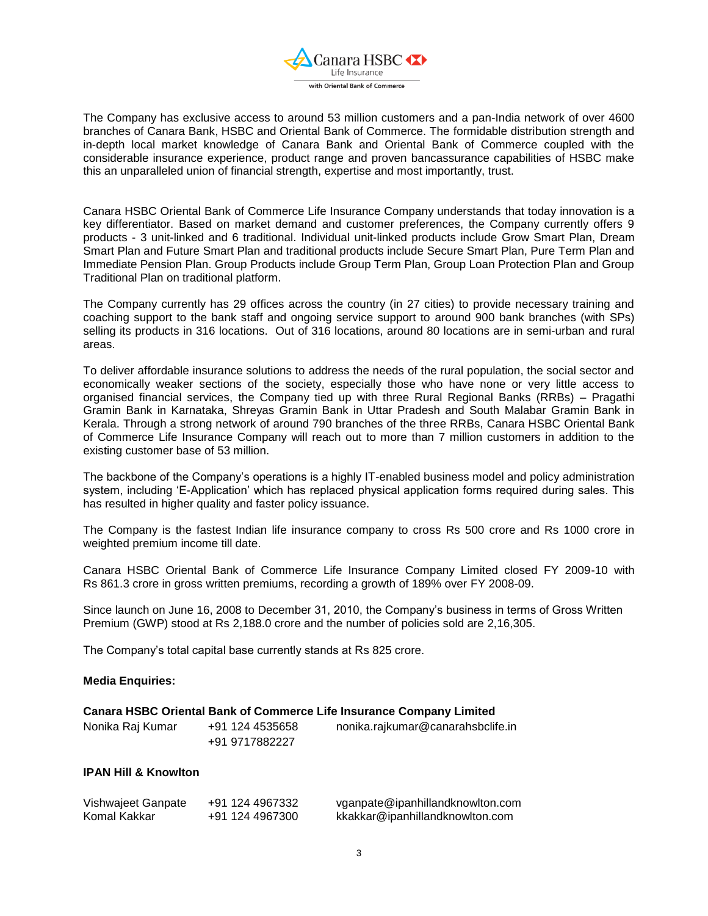The Company has exclusive access to around 53 million customers and a pan-India network of over 4600 branches of Canara Bank, HSBC and Oriental Bank of Commerce. The formidable distribution strength and in-depth local market knowledge of Canara Bank and Oriental Bank of Commerce coupled with the considerable insurance experience, product range and proven bancassurance capabilities of HSBC make this an unparalleled union of financial strength, expertise and most importantly, trust.

Canara HSBC Oriental Bank of Commerce Life Insurance Company understands that today innovation is a key differentiator. Based on market demand and customer preferences, the Company currently offers 9 products - 3 unit-linked and 6 traditional. Individual unit-linked products include Grow Smart Plan, Dream Smart Plan and Future Smart Plan and traditional products include Secure Smart Plan, Pure Term Plan and Immediate Pension Plan. Group Products include Group Term Plan, Group Loan Protection Plan and Group Traditional Plan on traditional platform.

The Company currently has 29 offices across the country (in 27 cities) to provide necessary training and coaching support to the bank staff and ongoing service support to around 900 bank branches (with SPs) selling its products in 316 locations. Out of 316 locations, around 80 locations are in semi-urban and rural areas.

To deliver affordable insurance solutions to address the needs of the rural population, the social sector and economically weaker sections of the society, especially those who have none or very little access to organised financial services, the Company tied up with three Rural Regional Banks (RRBs) – Pragathi Gramin Bank in Karnataka, Shreyas Gramin Bank in Uttar Pradesh and South Malabar Gramin Bank in Kerala. Through a strong network of around 790 branches of the three RRBs, Canara HSBC Oriental Bank of Commerce Life Insurance Company will reach out to more than 7 million customers in addition to the existing customer base of 53 million.

The backbone of the Company's operations is a highly IT-enabled business model and policy administration system, including 'E-Application' which has replaced physical application forms required during sales. This has resulted in higher quality and faster policy issuance.

The Company is the fastest Indian life insurance company to cross Rs 500 crore and Rs 1000 crore in weighted premium income till date.

Canara HSBC Oriental Bank of Commerce Life Insurance Company Limited closed FY 2009-10 with Rs 861.3 crore in gross written premiums, recording a growth of 189% over FY 2008-09.

Since launch on June 16, 2008 to December 31, 2010, the Company's business in terms of Gross Written Premium (GWP) stood at Rs 2,188.0 crore and the number of policies sold are 2,16,305.

The Company's total capital base currently stands at Rs 825 crore.

**Media Enquiries:**

**Canara HSBC Oriental Bank of Commerce Life Insurance Company Limited**

| | | |
|---|---|---|
| Nonika Raj Kumar | +91 124 4535658<br>+91 9717882227 | nonika.rajkumar@canarahsbclife.in |

**IPAN Hill & Knowlton**

| | | |
|---|---|---|
| Vishwajeet Ganpate | +91 124 4967332 | vganpate@ipanhillandknowlton.com |
| Komal Kakkar | +91 124 4967300 | kkakkar@ipanhillandknowlton.com |